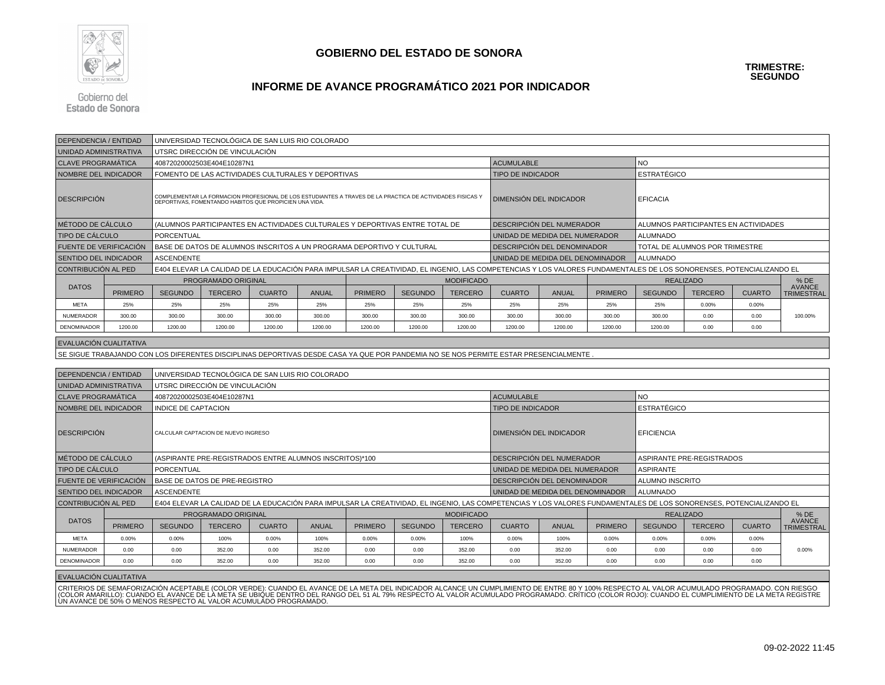# GOBIERNO DEL ESTADO DE SONORA

Gobierno del Estado de Sonora

**TRIMESTRE: SEGUNDO**

## INFORME DE AVANCE PROGRAMÁTICO 2021 POR INDICADOR

| | | | |
|---|---|---|---|
| DEPENDENCIA / ENTIDAD | UNIVERSIDAD TECNOLÓGICA DE SAN LUIS RIO COLORADO | | |
| UNIDAD ADMINISTRATIVA | UTSRC DIRECCIÓN DE VINCULACIÓN | | |
| CLAVE PROGRAMÁTICA | 40872020002503E404E10287N1 | ACUMULABLE | NO |
| NOMBRE DEL INDICADOR | FOMENTO DE LAS ACTIVIDADES CULTURALES Y DEPORTIVAS | TIPO DE INDICADOR | ESTRATÉGICO |
| DESCRIPCIÓN | COMPLEMENTAR LA FORMACION PROFESIONAL DE LOS ESTUDIANTES A TRAVES DE LA PRACTICA DE ACTIVIDADES FISICAS Y DEPORTIVAS, FOMENTANDO HABITOS QUE PROPICIEN UNA VIDA. | DIMENSIÓN DEL INDICADOR | EFICACIA |
| MÉTODO DE CÁLCULO | (ALUMNOS PARTICIPANTES EN ACTIVIDADES CULTURALES Y DEPORTIVAS ENTRE TOTAL DE | DESCRIPCIÓN DEL NUMERADOR | ALUMNOS PARTICIPANTES EN ACTIVIDADES |
| TIPO DE CÁLCULO | PORCENTUAL | UNIDAD DE MEDIDA DEL NUMERADOR | ALUMNADO |
| FUENTE DE VERIFICACIÓN | BASE DE DATOS DE ALUMNOS INSCRITOS A UN PROGRAMA DEPORTIVO Y CULTURAL | DESCRIPCIÓN DEL DENOMINADOR | TOTAL DE ALUMNOS POR TRIMESTRE |
| SENTIDO DEL INDICADOR | ASCENDENTE | UNIDAD DE MEDIDA DEL DENOMINADOR | ALUMNADO |
| CONTRIBUCIÓN AL PED | E404 ELEVAR LA CALIDAD DE LA EDUCACIÓN PARA IMPULSAR LA CREATIVIDAD, EL INGENIO, LAS COMPETENCIAS Y LOS VALORES FUNDAMENTALES DE LOS SONORENSES, POTENCIALIZANDO EL | | |

| DATOS | PROGRAMADO ORIGINAL | | | | | MODIFICADO | | | | | REALIZADO | | | | % DE AVANCE TRIMESTRAL |
|---|---|---|---|---|---|---|---|---|---|---|---|---|---|---|---|
| | PRIMERO | SEGUNDO | TERCERO | CUARTO | ANUAL | PRIMERO | SEGUNDO | TERCERO | CUARTO | ANUAL | PRIMERO | SEGUNDO | TERCERO | CUARTO | |
| META | 25% | 25% | 25% | 25% | 25% | 25% | 25% | 25% | 25% | 25% | 25% | 25% | 0.00% | 0.00% | 100.00% |
| NUMERADOR | 300.00 | 300.00 | 300.00 | 300.00 | 300.00 | 300.00 | 300.00 | 300.00 | 300.00 | 300.00 | 300.00 | 300.00 | 0.00 | 0.00 | |
| DENOMINADOR | 1200.00 | 1200.00 | 1200.00 | 1200.00 | 1200.00 | 1200.00 | 1200.00 | 1200.00 | 1200.00 | 1200.00 | 1200.00 | 1200.00 | 0.00 | 0.00 | |

EVALUACIÓN CUALITATIVA

SE SIGUE TRABAJANDO CON LOS DIFERENTES DISCIPLINAS DEPORTIVAS DESDE CASA YA QUE POR PANDEMIA NO SE NOS PERMITE ESTAR PRESENCIALMENTE .

| | | | |
|---|---|---|---|
| DEPENDENCIA / ENTIDAD | UNIVERSIDAD TECNOLÓGICA DE SAN LUIS RIO COLORADO | | |
| UNIDAD ADMINISTRATIVA | UTSRC DIRECCIÓN DE VINCULACIÓN | | |
| CLAVE PROGRAMÁTICA | 40872020002503E404E10287N1 | ACUMULABLE | NO |
| NOMBRE DEL INDICADOR | INDICE DE CAPTACION | TIPO DE INDICADOR | ESTRATÉGICO |
| DESCRIPCIÓN | CALCULAR CAPTACION DE NUEVO INGRESO | DIMENSIÓN DEL INDICADOR | EFICIENCIA |
| MÉTODO DE CÁLCULO | (ASPIRANTE PRE-REGISTRADOS ENTRE ALUMNOS INSCRITOS)*100 | DESCRIPCIÓN DEL NUMERADOR | ASPIRANTE PRE-REGISTRADOS |
| TIPO DE CÁLCULO | PORCENTUAL | UNIDAD DE MEDIDA DEL NUMERADOR | ASPIRANTE |
| FUENTE DE VERIFICACIÓN | BASE DE DATOS DE PRE-REGISTRO | DESCRIPCIÓN DEL DENOMINADOR | ALUMNO INSCRITO |
| SENTIDO DEL INDICADOR | ASCENDENTE | UNIDAD DE MEDIDA DEL DENOMINADOR | ALUMNADO |
| CONTRIBUCIÓN AL PED | E404 ELEVAR LA CALIDAD DE LA EDUCACIÓN PARA IMPULSAR LA CREATIVIDAD, EL INGENIO, LAS COMPETENCIAS Y LOS VALORES FUNDAMENTALES DE LOS SONORENSES, POTENCIALIZANDO EL | | |

| DATOS | PROGRAMADO ORIGINAL | | | | | MODIFICADO | | | | | REALIZADO | | | | % DE AVANCE TRIMESTRAL |
|---|---|---|---|---|---|---|---|---|---|---|---|---|---|---|---|
| | PRIMERO | SEGUNDO | TERCERO | CUARTO | ANUAL | PRIMERO | SEGUNDO | TERCERO | CUARTO | ANUAL | PRIMERO | SEGUNDO | TERCERO | CUARTO | |
| META | 0.00% | 0.00% | 100% | 0.00% | 100% | 0.00% | 0.00% | 100% | 0.00% | 100% | 0.00% | 0.00% | 0.00% | 0.00% | 0.00% |
| NUMERADOR | 0.00 | 0.00 | 352.00 | 0.00 | 352.00 | 0.00 | 0.00 | 352.00 | 0.00 | 352.00 | 0.00 | 0.00 | 0.00 | 0.00 | |
| DENOMINADOR | 0.00 | 0.00 | 352.00 | 0.00 | 352.00 | 0.00 | 0.00 | 352.00 | 0.00 | 352.00 | 0.00 | 0.00 | 0.00 | 0.00 | |

EVALUACIÓN CUALITATIVA

CRITERIOS DE SEMAFORIZACIÓN ACEPTABLE (COLOR VERDE): CUANDO EL AVANCE DE LA META DEL INDICADOR ALCANCE UN CUMPLIMIENTO DE ENTRE 80 Y 100% RESPECTO AL VALOR ACUMULADO PROGRAMADO. CON RIESGO (COLOR AMARILLO): CUANDO EL AVANCE DE LA META SE UBIQUE DENTRO DEL RANGO DEL 51 AL 79% RESPECTO AL VALOR ACUMULADO PROGRAMADO. CRÍTICO (COLOR ROJO): CUANDO EL CUMPLIMIENTO DE LA META REGISTRE UN AVANCE DE 50% O MENOS RESPECTO AL VALOR ACUMULADO PROGRAMADO.

09-02-2022 11:45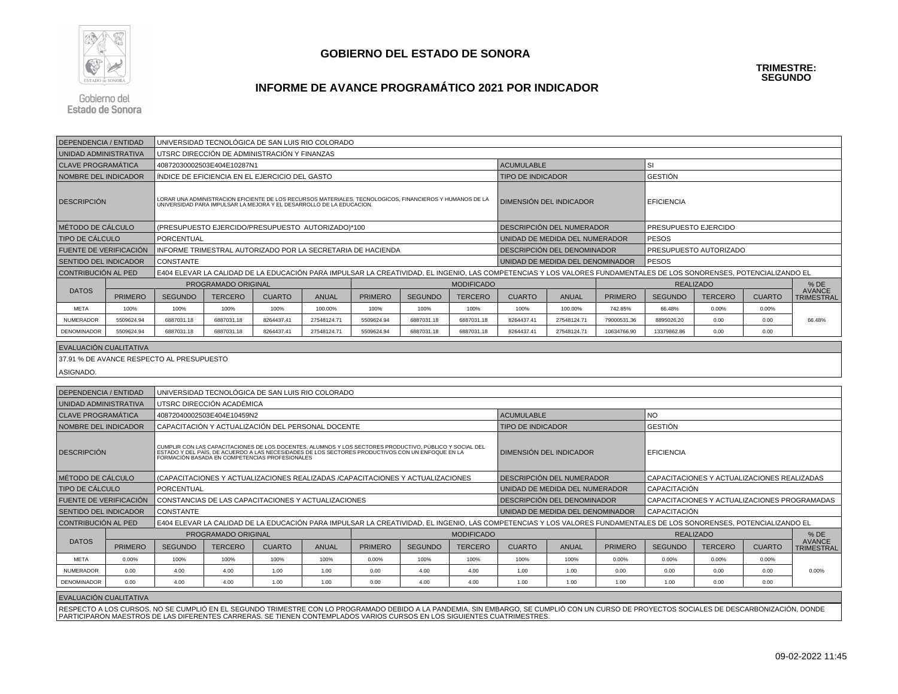# GOBIERNO DEL ESTADO DE SONORA

**TRIMESTRE: SEGUNDO**

## INFORME DE AVANCE PROGRAMÁTICO 2021 POR INDICADOR

| | | | |
|---|---|---|---|
| DEPENDENCIA / ENTIDAD | UNIVERSIDAD TECNOLÓGICA DE SAN LUIS RIO COLORADO | | |
| UNIDAD ADMINISTRATIVA | UTSRC DIRECCIÓN DE ADMINISTRACIÓN Y FINANZAS | | |
| CLAVE PROGRAMÁTICA | 40872030002503E404E10287N1 | ACUMULABLE | SI |
| NOMBRE DEL INDICADOR | ÍNDICE DE EFICIENCIA EN EL EJERCICIO DEL GASTO | TIPO DE INDICADOR | GESTIÓN |
| DESCRIPCIÓN | LORAR UNA ADMINISTRACION EFICIENTE DE LOS RECURSOS MATERIALES, TECNOLOGICOS, FINANCIEROS Y HUMANOS DE LA UNIVERSIDAD PARA IMPULSAR LA MEJORA Y EL DESARROLLO DE LA EDUCACION. | DIMENSIÓN DEL INDICADOR | EFICIENCIA |
| MÉTODO DE CÁLCULO | (PRESUPUESTO EJERCIDO/PRESUPUESTO AUTORIZADO)*100 | DESCRIPCIÓN DEL NUMERADOR | PRESUPUESTO EJERCIDO |
| TIPO DE CÁLCULO | PORCENTUAL | UNIDAD DE MEDIDA DEL NUMERADOR | PESOS |
| FUENTE DE VERIFICACIÓN | INFORME TRIMESTRAL AUTORIZADO POR LA SECRETARIA DE HACIENDA | DESCRIPCIÓN DEL DENOMINADOR | PRESUPUESTO AUTORIZADO |
| SENTIDO DEL INDICADOR | CONSTANTE | UNIDAD DE MEDIDA DEL DENOMINADOR | PESOS |
| CONTRIBUCIÓN AL PED | E404 ELEVAR LA CALIDAD DE LA EDUCACIÓN PARA IMPULSAR LA CREATIVIDAD, EL INGENIO, LAS COMPETENCIAS Y LOS VALORES FUNDAMENTALES DE LOS SONORENSES, POTENCIALIZANDO EL | | |

| DATOS | PROGRAMADO ORIGINAL | | | | | MODIFICADO | | | | | REALIZADO | | | | % DE AVANCE TRIMESTRAL |
|---|---|---|---|---|---|---|---|---|---|---|---|---|---|---|---|
| | PRIMERO | SEGUNDO | TERCERO | CUARTO | ANUAL | PRIMERO | SEGUNDO | TERCERO | CUARTO | ANUAL | PRIMERO | SEGUNDO | TERCERO | CUARTO | |
| META | 100% | 100% | 100% | 100% | 100.00% | 100% | 100% | 100% | 100% | 100.00% | 742.85% | 66.48% | 0.00% | 0.00% | 66.48% |
| NUMERADOR | 5509624.94 | 6887031.18 | 6887031.18 | 8264437.41 | 27548124.71 | 5509624.94 | 6887031.18 | 6887031.18 | 8264437.41 | 27548124.71 | 79000531.36 | 8895026.20 | 0.00 | 0.00 | |
| DENOMINADOR | 5509624.94 | 6887031.18 | 6887031.18 | 8264437.41 | 27548124.71 | 5509624.94 | 6887031.18 | 6887031.18 | 8264437.41 | 27548124.71 | 10634766.90 | 13379862.86 | 0.00 | 0.00 | |

**EVALUACIÓN CUALITATIVA**

37.91 % DE AVANCE RESPECTO AL PRESUPUESTO ASIGNADO.

| | | | |
|---|---|---|---|
| DEPENDENCIA / ENTIDAD | UNIVERSIDAD TECNOLÓGICA DE SAN LUIS RIO COLORADO | | |
| UNIDAD ADMINISTRATIVA | UTSRC DIRECCIÓN ACADÉMICA | | |
| CLAVE PROGRAMÁTICA | 40872040002503E404E10459N2 | ACUMULABLE | NO |
| NOMBRE DEL INDICADOR | CAPACITACIÓN Y ACTUALIZACIÓN DEL PERSONAL DOCENTE | TIPO DE INDICADOR | GESTIÓN |
| DESCRIPCIÓN | CUMPLIR CON LAS CAPACITACIONES DE LOS DOCENTES, ALUMNOS Y LOS SECTORES PRODUCTIVO, PÚBLICO Y SOCIAL DEL ESTADO Y DEL PAÍS, DE ACUERDO A LAS NECESIDADES DE LOS SECTORES PRODUCTIVOS CON UN ENFOQUE EN LA FORMACIÓN BASADA EN COMPETENCIAS PROFESIONALES | DIMENSIÓN DEL INDICADOR | EFICIENCIA |
| MÉTODO DE CÁLCULO | (CAPACITACIONES Y ACTUALIZACIONES REALIZADAS /CAPACITACIONES Y ACTUALIZACIONES | DESCRIPCIÓN DEL NUMERADOR | CAPACITACIONES Y ACTUALIZACIONES REALIZADAS |
| TIPO DE CÁLCULO | PORCENTUAL | UNIDAD DE MEDIDA DEL NUMERADOR | CAPACITACIÓN |
| FUENTE DE VERIFICACIÓN | CONSTANCIAS DE LAS CAPACITACIONES Y ACTUALIZACIONES | DESCRIPCIÓN DEL DENOMINADOR | CAPACITACIONES Y ACTUALIZACIONES PROGRAMADAS |
| SENTIDO DEL INDICADOR | CONSTANTE | UNIDAD DE MEDIDA DEL DENOMINADOR | CAPACITACIÓN |
| CONTRIBUCIÓN AL PED | E404 ELEVAR LA CALIDAD DE LA EDUCACIÓN PARA IMPULSAR LA CREATIVIDAD, EL INGENIO, LAS COMPETENCIAS Y LOS VALORES FUNDAMENTALES DE LOS SONORENSES, POTENCIALIZANDO EL | | |

| DATOS | PROGRAMADO ORIGINAL | | | | | MODIFICADO | | | | | REALIZADO | | | | % DE AVANCE TRIMESTRAL |
|---|---|---|---|---|---|---|---|---|---|---|---|---|---|---|---|
| | PRIMERO | SEGUNDO | TERCERO | CUARTO | ANUAL | PRIMERO | SEGUNDO | TERCERO | CUARTO | ANUAL | PRIMERO | SEGUNDO | TERCERO | CUARTO | |
| META | 0.00% | 100% | 100% | 100% | 100% | 0.00% | 100% | 100% | 100% | 100% | 0.00% | 0.00% | 0.00% | 0.00% | 0.00% |
| NUMERADOR | 0.00 | 4.00 | 4.00 | 1.00 | 1.00 | 0.00 | 4.00 | 4.00 | 1.00 | 1.00 | 0.00 | 0.00 | 0.00 | 0.00 | |
| DENOMINADOR | 0.00 | 4.00 | 4.00 | 1.00 | 1.00 | 0.00 | 4.00 | 4.00 | 1.00 | 1.00 | 1.00 | 1.00 | 0.00 | 0.00 | |

**EVALUACIÓN CUALITATIVA**

RESPECTO A LOS CURSOS, NO SE CUMPLIÓ EN EL SEGUNDO TRIMESTRE CON LO PROGRAMADO DEBIDO A LA PANDEMIA, SIN EMBARGO, SE CUMPLIÓ CON UN CURSO DE PROYECTOS SOCIALES DE DESCARBONIZACIÓN, DONDE PARTICIPARON MAESTROS DE LAS DIFERENTES CARRERAS. SE TIENEN CONTEMPLADOS VARIOS CURSOS EN LOS SIGUIENTES CUATRIMESTRES.

09-02-2022 11:45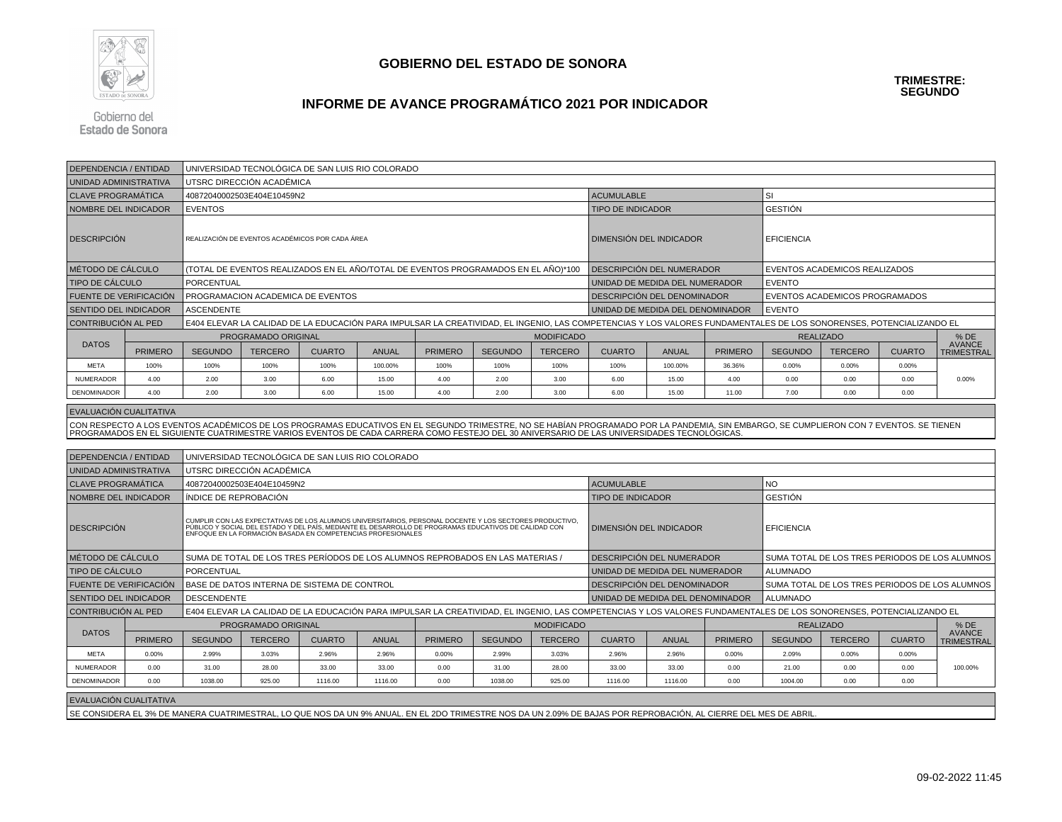# GOBIERNO DEL ESTADO DE SONORA

**TRIMESTRE: SEGUNDO**

## INFORME DE AVANCE PROGRAMÁTICO 2021 POR INDICADOR

| | | | |
|---|---|---|---|
| DEPENDENCIA / ENTIDAD | UNIVERSIDAD TECNOLÓGICA DE SAN LUIS RIO COLORADO | | |
| UNIDAD ADMINISTRATIVA | UTSRC DIRECCIÓN ACADÉMICA | | |
| CLAVE PROGRAMÁTICA | 40872040002503E404E10459N2 | ACUMULABLE | SI |
| NOMBRE DEL INDICADOR | EVENTOS | TIPO DE INDICADOR | GESTIÓN |
| DESCRIPCIÓN | REALIZACIÓN DE EVENTOS ACADÉMICOS POR CADA ÁREA | DIMENSIÓN DEL INDICADOR | EFICIENCIA |
| MÉTODO DE CÁLCULO | (TOTAL DE EVENTOS REALIZADOS EN EL AÑO/TOTAL DE EVENTOS PROGRAMADOS EN EL AÑO)*100 | DESCRIPCIÓN DEL NUMERADOR | EVENTOS ACADEMICOS REALIZADOS |
| TIPO DE CÁLCULO | PORCENTUAL | UNIDAD DE MEDIDA DEL NUMERADOR | EVENTO |
| FUENTE DE VERIFICACIÓN | PROGRAMACION ACADEMICA DE EVENTOS | DESCRIPCIÓN DEL DENOMINADOR | EVENTOS ACADEMICOS PROGRAMADOS |
| SENTIDO DEL INDICADOR | ASCENDENTE | UNIDAD DE MEDIDA DEL DENOMINADOR | EVENTO |
| CONTRIBUCIÓN AL PED | E404 ELEVAR LA CALIDAD DE LA EDUCACIÓN PARA IMPULSAR LA CREATIVIDAD, EL INGENIO, LAS COMPETENCIAS Y LOS VALORES FUNDAMENTALES DE LOS SONORENSES, POTENCIALIZANDO EL | | |

| DATOS | PROGRAMADO ORIGINAL | | | | | MODIFICADO | | | | | REALIZADO | | | | % DE AVANCE TRIMESTRAL |
|---|---|---|---|---|---|---|---|---|---|---|---|---|---|---|---|
| | PRIMERO | SEGUNDO | TERCERO | CUARTO | ANUAL | PRIMERO | SEGUNDO | TERCERO | CUARTO | ANUAL | PRIMERO | SEGUNDO | TERCERO | CUARTO | |
| META | 100% | 100% | 100% | 100% | 100.00% | 100% | 100% | 100% | 100% | 100.00% | 36.36% | 0.00% | 0.00% | 0.00% | 0.00% |
| NUMERADOR | 4.00 | 2.00 | 3.00 | 6.00 | 15.00 | 4.00 | 2.00 | 3.00 | 6.00 | 15.00 | 4.00 | 0.00 | 0.00 | 0.00 | |
| DENOMINADOR | 4.00 | 2.00 | 3.00 | 6.00 | 15.00 | 4.00 | 2.00 | 3.00 | 6.00 | 15.00 | 11.00 | 7.00 | 0.00 | 0.00 | |

**EVALUACIÓN CUALITATIVA**

CON RESPECTO A LOS EVENTOS ACADÉMICOS DE LOS PROGRAMAS EDUCATIVOS EN EL SEGUNDO TRIMESTRE, NO SE HABÍAN PROGRAMADO POR LA PANDEMIA, SIN EMBARGO, SE CUMPLIERON CON 7 EVENTOS. SE TIENEN PROGRAMADOS EN EL SIGUIENTE CUATRIMESTRE VARIOS EVENTOS DE CADA CARRERA COMO FESTEJO DEL 30 ANIVERSARIO DE LAS UNIVERSIDADES TECNOLÓGICAS.

| | | | |
|---|---|---|---|
| DEPENDENCIA / ENTIDAD | UNIVERSIDAD TECNOLÓGICA DE SAN LUIS RIO COLORADO | | |
| UNIDAD ADMINISTRATIVA | UTSRC DIRECCIÓN ACADÉMICA | | |
| CLAVE PROGRAMÁTICA | 40872040002503E404E10459N2 | ACUMULABLE | NO |
| NOMBRE DEL INDICADOR | ÍNDICE DE REPROBACIÓN | TIPO DE INDICADOR | GESTIÓN |
| DESCRIPCIÓN | CUMPLIR CON LAS EXPECTATIVAS DE LOS ALUMNOS UNIVERSITARIOS, PERSONAL DOCENTE Y LOS SECTORES PRODUCTIVO, PÚBLICO Y SOCIAL DEL ESTADO Y DEL PAÍS, MEDIANTE EL DESARROLLO DE PROGRAMAS EDUCATIVOS DE CALIDAD CON ENFOQUE EN LA FORMACIÓN BASADA EN COMPETENCIAS PROFESIONALES | DIMENSIÓN DEL INDICADOR | EFICIENCIA |
| MÉTODO DE CÁLCULO | SUMA DE TOTAL DE LOS TRES PERÍODOS DE LOS ALUMNOS REPROBADOS EN LAS MATERIAS / | DESCRIPCIÓN DEL NUMERADOR | SUMA TOTAL DE LOS TRES PERIODOS DE LOS ALUMNOS |
| TIPO DE CÁLCULO | PORCENTUAL | UNIDAD DE MEDIDA DEL NUMERADOR | ALUMNADO |
| FUENTE DE VERIFICACIÓN | BASE DE DATOS INTERNA DE SISTEMA DE CONTROL | DESCRIPCIÓN DEL DENOMINADOR | SUMA TOTAL DE LOS TRES PERIODOS DE LOS ALUMNOS |
| SENTIDO DEL INDICADOR | DESCENDENTE | UNIDAD DE MEDIDA DEL DENOMINADOR | ALUMNADO |
| CONTRIBUCIÓN AL PED | E404 ELEVAR LA CALIDAD DE LA EDUCACIÓN PARA IMPULSAR LA CREATIVIDAD, EL INGENIO, LAS COMPETENCIAS Y LOS VALORES FUNDAMENTALES DE LOS SONORENSES, POTENCIALIZANDO EL | | |

| DATOS | PROGRAMADO ORIGINAL | | | | | MODIFICADO | | | | | REALIZADO | | | | % DE AVANCE TRIMESTRAL |
|---|---|---|---|---|---|---|---|---|---|---|---|---|---|---|---|
| | PRIMERO | SEGUNDO | TERCERO | CUARTO | ANUAL | PRIMERO | SEGUNDO | TERCERO | CUARTO | ANUAL | PRIMERO | SEGUNDO | TERCERO | CUARTO | |
| META | 0.00% | 2.99% | 3.03% | 2.96% | 2.96% | 0.00% | 2.99% | 3.03% | 2.96% | 2.96% | 0.00% | 2.09% | 0.00% | 0.00% | 100.00% |
| NUMERADOR | 0.00 | 31.00 | 28.00 | 33.00 | 33.00 | 0.00 | 31.00 | 28.00 | 33.00 | 33.00 | 0.00 | 21.00 | 0.00 | 0.00 | |
| DENOMINADOR | 0.00 | 1038.00 | 925.00 | 1116.00 | 1116.00 | 0.00 | 1038.00 | 925.00 | 1116.00 | 1116.00 | 0.00 | 1004.00 | 0.00 | 0.00 | |

**EVALUACIÓN CUALITATIVA**

SE CONSIDERA EL 3% DE MANERA CUATRIMESTRAL, LO QUE NOS DA UN 9% ANUAL. EN EL 2DO TRIMESTRE NOS DA UN 2.09% DE BAJAS POR REPROBACIÓN, AL CIERRE DEL MES DE ABRIL.

09-02-2022 11:45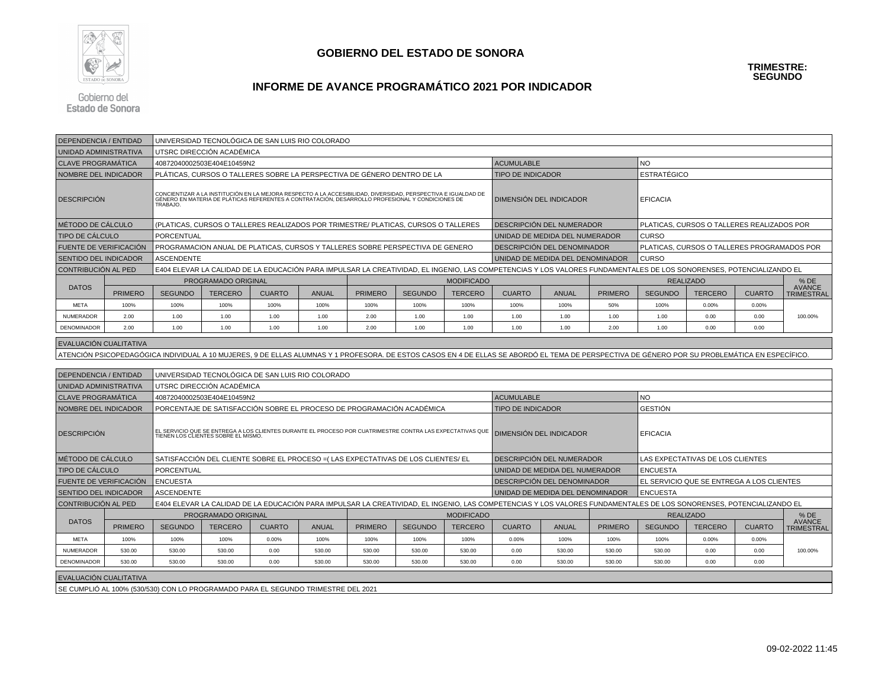# GOBIERNO DEL ESTADO DE SONORA

**TRIMESTRE: SEGUNDO**

## INFORME DE AVANCE PROGRAMÁTICO 2021 POR INDICADOR

| | | | |
|---|---|---|---|
| DEPENDENCIA / ENTIDAD | UNIVERSIDAD TECNOLÓGICA DE SAN LUIS RIO COLORADO | | |
| UNIDAD ADMINISTRATIVA | UTSRC DIRECCIÓN ACADÉMICA | | |
| CLAVE PROGRAMÁTICA | 40872040002503E404E10459N2 | ACUMULABLE | NO |
| NOMBRE DEL INDICADOR | PLÁTICAS, CURSOS O TALLERES SOBRE LA PERSPECTIVA DE GÉNERO DENTRO DE LA | TIPO DE INDICADOR | ESTRATÉGICO |
| DESCRIPCIÓN | CONCIENTIZAR A LA INSTITUCIÓN EN LA MEJORA RESPECTO A LA ACCESIBILIDAD, DIVERSIDAD, PERSPECTIVA E IGUALDAD DE GÉNERO EN MATERIA DE PLÁTICAS REFERENTES A CONTRATACIÓN, DESARROLLO PROFESIONAL Y CONDICIONES DE TRABAJO. | DIMENSIÓN DEL INDICADOR | EFICACIA |
| MÉTODO DE CÁLCULO | (PLATICAS, CURSOS O TALLERES REALIZADOS POR TRIMESTRE/ PLATICAS, CURSOS O TALLERES | DESCRIPCIÓN DEL NUMERADOR | PLATICAS, CURSOS O TALLERES REALIZADOS POR |
| TIPO DE CÁLCULO | PORCENTUAL | UNIDAD DE MEDIDA DEL NUMERADOR | CURSO |
| FUENTE DE VERIFICACIÓN | PROGRAMACION ANUAL DE PLATICAS, CURSOS Y TALLERES SOBRE PERSPECTIVA DE GENERO | DESCRIPCIÓN DEL DENOMINADOR | PLATICAS, CURSOS O TALLERES PROGRAMADOS POR |
| SENTIDO DEL INDICADOR | ASCENDENTE | UNIDAD DE MEDIDA DEL DENOMINADOR | CURSO |
| CONTRIBUCIÓN AL PED | E404 ELEVAR LA CALIDAD DE LA EDUCACIÓN PARA IMPULSAR LA CREATIVIDAD, EL INGENIO, LAS COMPETENCIAS Y LOS VALORES FUNDAMENTALES DE LOS SONORENSES, POTENCIALIZANDO EL | | |

| DATOS | PROGRAMADO ORIGINAL | | | | | MODIFICADO | | | | | REALIZADO | | | | % DE AVANCE TRIMESTRAL |
|---|---|---|---|---|---|---|---|---|---|---|---|---|---|---|---|
| | PRIMERO | SEGUNDO | TERCERO | CUARTO | ANUAL | PRIMERO | SEGUNDO | TERCERO | CUARTO | ANUAL | PRIMERO | SEGUNDO | TERCERO | CUARTO | |
| META | 100% | 100% | 100% | 100% | 100% | 100% | 100% | 100% | 100% | 100% | 50% | 100% | 0.00% | 0.00% | 100.00% |
| NUMERADOR | 2.00 | 1.00 | 1.00 | 1.00 | 1.00 | 2.00 | 1.00 | 1.00 | 1.00 | 1.00 | 1.00 | 1.00 | 0.00 | 0.00 | |
| DENOMINADOR | 2.00 | 1.00 | 1.00 | 1.00 | 1.00 | 2.00 | 1.00 | 1.00 | 1.00 | 1.00 | 2.00 | 1.00 | 0.00 | 0.00 | |

**EVALUACIÓN CUALITATIVA**

ATENCIÓN PSICOPEDAGÓGICA INDIVIDUAL A 10 MUJERES, 9 DE ELLAS ALUMNAS Y 1 PROFESORA. DE ESTOS CASOS EN 4 DE ELLAS SE ABORDÓ EL TEMA DE PERSPECTIVA DE GÉNERO POR SU PROBLEMÁTICA EN ESPECÍFICO.

| | | | |
|---|---|---|---|
| DEPENDENCIA / ENTIDAD | UNIVERSIDAD TECNOLÓGICA DE SAN LUIS RIO COLORADO | | |
| UNIDAD ADMINISTRATIVA | UTSRC DIRECCIÓN ACADÉMICA | | |
| CLAVE PROGRAMÁTICA | 40872040002503E404E10459N2 | ACUMULABLE | NO |
| NOMBRE DEL INDICADOR | PORCENTAJE DE SATISFACCIÓN SOBRE EL PROCESO DE PROGRAMACIÓN ACADÉMICA | TIPO DE INDICADOR | GESTIÓN |
| DESCRIPCIÓN | EL SERVICIO QUE SE ENTREGA A LOS CLIENTES DURANTE EL PROCESO POR CUATRIMESTRE CONTRA LAS EXPECTATIVAS QUE TIENEN LOS CLIENTES SOBRE EL MISMO. | DIMENSIÓN DEL INDICADOR | EFICACIA |
| MÉTODO DE CÁLCULO | SATISFACCIÓN DEL CLIENTE SOBRE EL PROCESO =( LAS EXPECTATIVAS DE LOS CLIENTES/ EL | DESCRIPCIÓN DEL NUMERADOR | LAS EXPECTATIVAS DE LOS CLIENTES |
| TIPO DE CÁLCULO | PORCENTUAL | UNIDAD DE MEDIDA DEL NUMERADOR | ENCUESTA |
| FUENTE DE VERIFICACIÓN | ENCUESTA | DESCRIPCIÓN DEL DENOMINADOR | EL SERVICIO QUE SE ENTREGA A LOS CLIENTES |
| SENTIDO DEL INDICADOR | ASCENDENTE | UNIDAD DE MEDIDA DEL DENOMINADOR | ENCUESTA |
| CONTRIBUCIÓN AL PED | E404 ELEVAR LA CALIDAD DE LA EDUCACIÓN PARA IMPULSAR LA CREATIVIDAD, EL INGENIO, LAS COMPETENCIAS Y LOS VALORES FUNDAMENTALES DE LOS SONORENSES, POTENCIALIZANDO EL | | |

| DATOS | PROGRAMADO ORIGINAL | | | | | MODIFICADO | | | | | REALIZADO | | | | % DE AVANCE TRIMESTRAL |
|---|---|---|---|---|---|---|---|---|---|---|---|---|---|---|---|
| | PRIMERO | SEGUNDO | TERCERO | CUARTO | ANUAL | PRIMERO | SEGUNDO | TERCERO | CUARTO | ANUAL | PRIMERO | SEGUNDO | TERCERO | CUARTO | |
| META | 100% | 100% | 100% | 0.00% | 100% | 100% | 100% | 100% | 0.00% | 100% | 100% | 100% | 0.00% | 0.00% | 100.00% |
| NUMERADOR | 530.00 | 530.00 | 530.00 | 0.00 | 530.00 | 530.00 | 530.00 | 530.00 | 0.00 | 530.00 | 530.00 | 530.00 | 0.00 | 0.00 | |
| DENOMINADOR | 530.00 | 530.00 | 530.00 | 0.00 | 530.00 | 530.00 | 530.00 | 530.00 | 0.00 | 530.00 | 530.00 | 530.00 | 0.00 | 0.00 | |

**EVALUACIÓN CUALITATIVA**

SE CUMPLIÓ AL 100% (530/530) CON LO PROGRAMADO PARA EL SEGUNDO TRIMESTRE DEL 2021

09-02-2022 11:45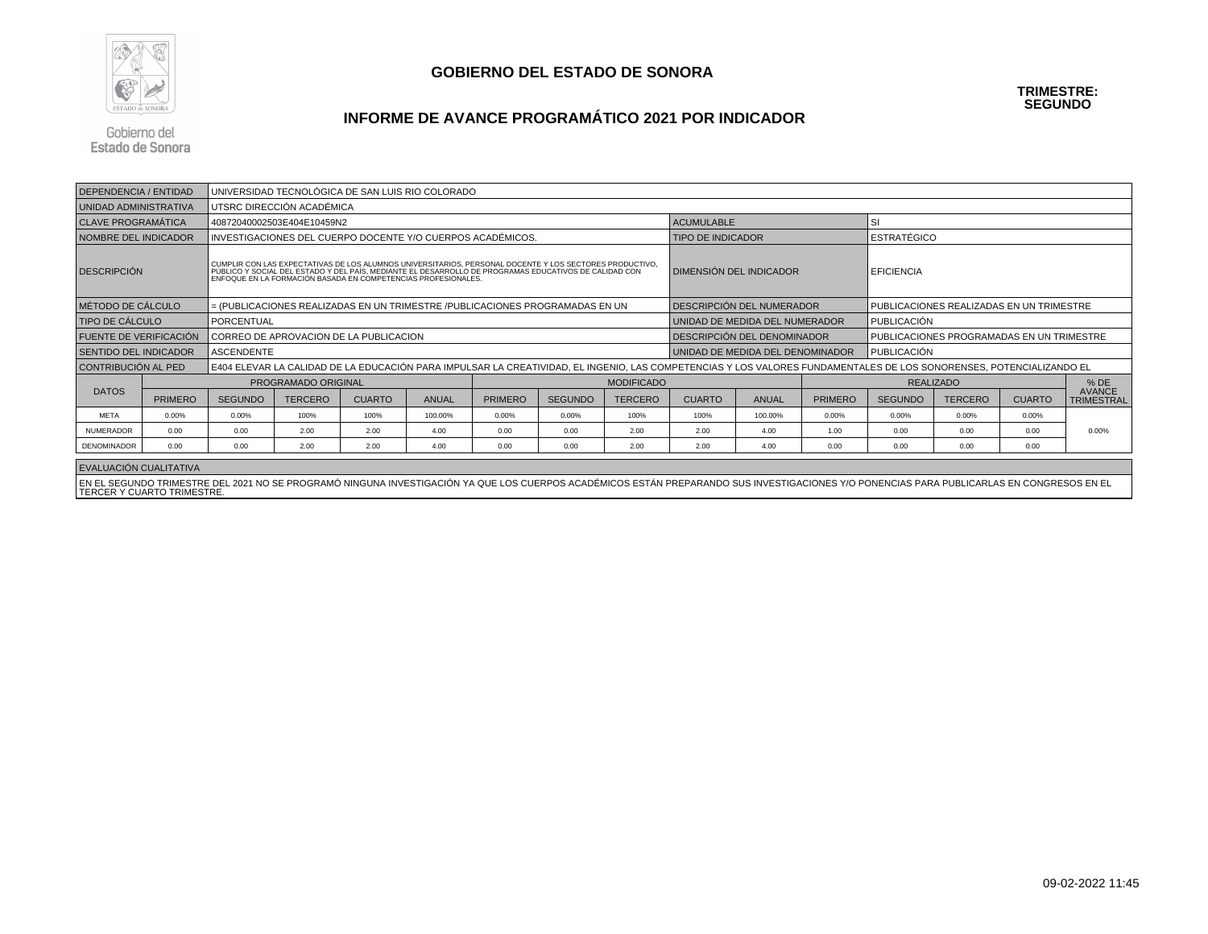# GOBIERNO DEL ESTADO DE SONORA

**TRIMESTRE: SEGUNDO**

## INFORME DE AVANCE PROGRAMÁTICO 2021 POR INDICADOR

| | | | |
|---|---|---|---|
| DEPENDENCIA / ENTIDAD | UNIVERSIDAD TECNOLÓGICA DE SAN LUIS RIO COLORADO | | |
| UNIDAD ADMINISTRATIVA | UTSRC DIRECCIÓN ACADÉMICA | | |
| CLAVE PROGRAMÁTICA | 40872040002503E404E10459N2 | ACUMULABLE | SI |
| NOMBRE DEL INDICADOR | INVESTIGACIONES DEL CUERPO DOCENTE Y/O CUERPOS ACADÉMICOS. | TIPO DE INDICADOR | ESTRATÉGICO |
| DESCRIPCIÓN | CUMPLIR CON LAS EXPECTATIVAS DE LOS ALUMNOS UNIVERSITARIOS, PERSONAL DOCENTE Y LOS SECTORES PRODUCTIVO, PÚBLICO Y SOCIAL DEL ESTADO Y DEL PAÍS, MEDIANTE EL DESARROLLO DE PROGRAMAS EDUCATIVOS DE CALIDAD CON ENFOQUE EN LA FORMACIÓN BASADA EN COMPETENCIAS PROFESIONALES. | DIMENSIÓN DEL INDICADOR | EFICIENCIA |
| MÉTODO DE CÁLCULO | = (PUBLICACIONES REALIZADAS EN UN TRIMESTRE /PUBLICACIONES PROGRAMADAS EN UN | DESCRIPCIÓN DEL NUMERADOR | PUBLICACIONES REALIZADAS EN UN TRIMESTRE |
| TIPO DE CÁLCULO | PORCENTUAL | UNIDAD DE MEDIDA DEL NUMERADOR | PUBLICACIÓN |
| FUENTE DE VERIFICACIÓN | CORREO DE APROVACION DE LA PUBLICACION | DESCRIPCIÓN DEL DENOMINADOR | PUBLICACIONES PROGRAMADAS EN UN TRIMESTRE |
| SENTIDO DEL INDICADOR | ASCENDENTE | UNIDAD DE MEDIDA DEL DENOMINADOR | PUBLICACIÓN |
| CONTRIBUCIÓN AL PED | E404 ELEVAR LA CALIDAD DE LA EDUCACIÓN PARA IMPULSAR LA CREATIVIDAD, EL INGENIO, LAS COMPETENCIAS Y LOS VALORES FUNDAMENTALES DE LOS SONORENSES, POTENCIALIZANDO EL | | |

| DATOS | PROGRAMADO ORIGINAL | | | | | MODIFICADO | | | | | REALIZADO | | | | % DE AVANCE TRIMESTRAL |
|---|---|---|---|---|---|---|---|---|---|---|---|---|---|---|---|
| | PRIMERO | SEGUNDO | TERCERO | CUARTO | ANUAL | PRIMERO | SEGUNDO | TERCERO | CUARTO | ANUAL | PRIMERO | SEGUNDO | TERCERO | CUARTO | |
| META | 0.00% | 0.00% | 100% | 100% | 100.00% | 0.00% | 0.00% | 100% | 100% | 100.00% | 0.00% | 0.00% | 0.00% | 0.00% | 0.00% |
| NUMERADOR | 0.00 | 0.00 | 2.00 | 2.00 | 4.00 | 0.00 | 0.00 | 2.00 | 2.00 | 4.00 | 1.00 | 0.00 | 0.00 | 0.00 | |
| DENOMINADOR | 0.00 | 0.00 | 2.00 | 2.00 | 4.00 | 0.00 | 0.00 | 2.00 | 2.00 | 4.00 | 0.00 | 0.00 | 0.00 | 0.00 | |

| EVALUACIÓN CUALITATIVA |
|---|
| EN EL SEGUNDO TRIMESTRE DEL 2021 NO SE PROGRAMÓ NINGUNA INVESTIGACIÓN YA QUE LOS CUERPOS ACADÉMICOS ESTÁN PREPARANDO SUS INVESTIGACIONES Y/O PONENCIAS PARA PUBLICARLAS EN CONGRESOS EN EL TERCER Y CUARTO TRIMESTRE. |

09-02-2022 11:45